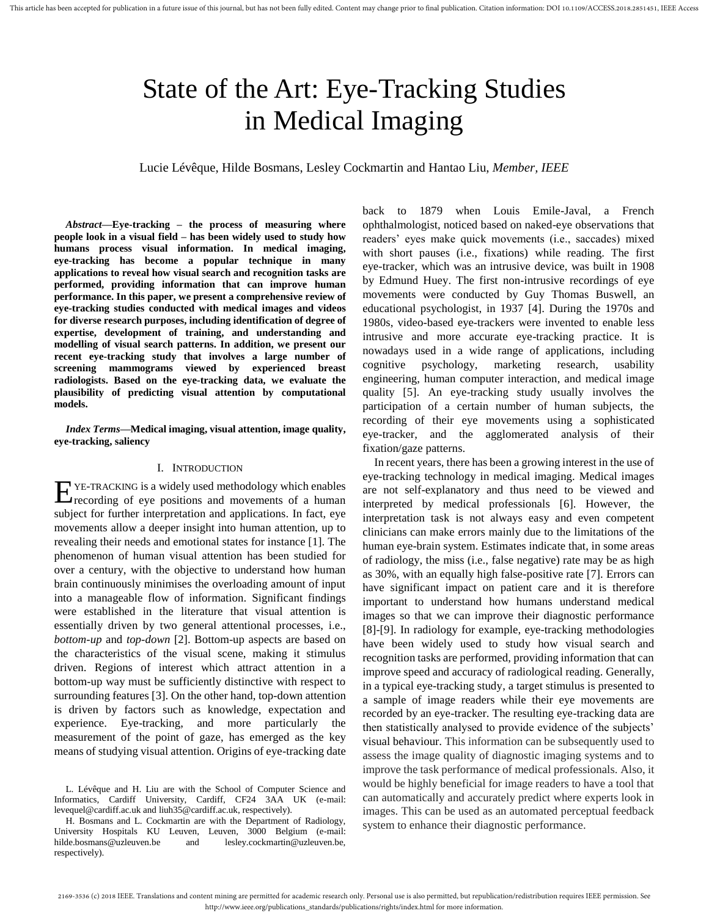# State of the Art: Eye-Tracking Studies in Medical Imaging

Lucie Lévêque, Hilde Bosmans, Lesley Cockmartin and Hantao Liu, *Member, IEEE*

***Abstract*—Eye-tracking – the process of measuring where people look in a visual field – has been widely used to study how humans process visual information. In medical imaging, eye-tracking has become a popular technique in many applications to reveal how visual search and recognition tasks are performed, providing information that can improve human performance. In this paper, we present a comprehensive review of eye-tracking studies conducted with medical images and videos for diverse research purposes, including identification of degree of expertise, development of training, and understanding and modelling of visual search patterns. In addition, we present our recent eye-tracking study that involves a large number of screening mammograms viewed by experienced breast radiologists. Based on the eye-tracking data, we evaluate the plausibility of predicting visual attention by computational models.**

***Index Terms*—Medical imaging, visual attention, image quality, eye-tracking, saliency**

## I. Introduction

EYE-TRACKING is a widely used methodology which enables recording of eye positions and movements of a human subject for further interpretation and applications. In fact, eye movements allow a deeper insight into human attention, up to revealing their needs and emotional states for instance [1]. The phenomenon of human visual attention has been studied for over a century, with the objective to understand how human brain continuously minimises the overloading amount of input into a manageable flow of information. Significant findings were established in the literature that visual attention is essentially driven by two general attentional processes, i.e., *bottom-up* and *top-down* [2]. Bottom-up aspects are based on the characteristics of the visual scene, making it stimulus driven. Regions of interest which attract attention in a bottom-up way must be sufficiently distinctive with respect to surrounding features [3]. On the other hand, top-down attention is driven by factors such as knowledge, expectation and experience. Eye-tracking, and more particularly the measurement of the point of gaze, has emerged as the key means of studying visual attention. Origins of eye-tracking date back to 1879 when Louis Emile-Javal, a French ophthalmologist, noticed based on naked-eye observations that readers' eyes make quick movements (i.e., saccades) mixed with short pauses (i.e., fixations) while reading. The first eye-tracker, which was an intrusive device, was built in 1908 by Edmund Huey. The first non-intrusive recordings of eye movements were conducted by Guy Thomas Buswell, an educational psychologist, in 1937 [4]. During the 1970s and 1980s, video-based eye-trackers were invented to enable less intrusive and more accurate eye-tracking practice. It is nowadays used in a wide range of applications, including cognitive psychology, marketing research, usability engineering, human computer interaction, and medical image quality [5]. An eye-tracking study usually involves the participation of a certain number of human subjects, the recording of their eye movements using a sophisticated eye-tracker, and the agglomerated analysis of their fixation/gaze patterns.

In recent years, there has been a growing interest in the use of eye-tracking technology in medical imaging. Medical images are not self-explanatory and thus need to be viewed and interpreted by medical professionals [6]. However, the interpretation task is not always easy and even competent clinicians can make errors mainly due to the limitations of the human eye-brain system. Estimates indicate that, in some areas of radiology, the miss (i.e., false negative) rate may be as high as 30%, with an equally high false-positive rate [7]. Errors can have significant impact on patient care and it is therefore important to understand how humans understand medical images so that we can improve their diagnostic performance [8]-[9]. In radiology for example, eye-tracking methodologies have been widely used to study how visual search and recognition tasks are performed, providing information that can improve speed and accuracy of radiological reading. Generally, in a typical eye-tracking study, a target stimulus is presented to a sample of image readers while their eye movements are recorded by an eye-tracker. The resulting eye-tracking data are then statistically analysed to provide evidence of the subjects' visual behaviour. This information can be subsequently used to assess the image quality of diagnostic imaging systems and to improve the task performance of medical professionals. Also, it would be highly beneficial for image readers to have a tool that can automatically and accurately predict where experts look in images. This can be used as an automated perceptual feedback system to enhance their diagnostic performance.

L. Lévêque and H. Liu are with the School of Computer Science and Informatics, Cardiff University, Cardiff, CF24 3AA UK (e-mail: levequel@cardiff.ac.uk and liuh35@cardiff.ac.uk, respectively).

H. Bosmans and L. Cockmartin are with the Department of Radiology, University Hospitals KU Leuven, Leuven, 3000 Belgium (e-mail: hilde.bosmans@uzleuven.be and lesley.cockmartin@uzleuven.be, respectively).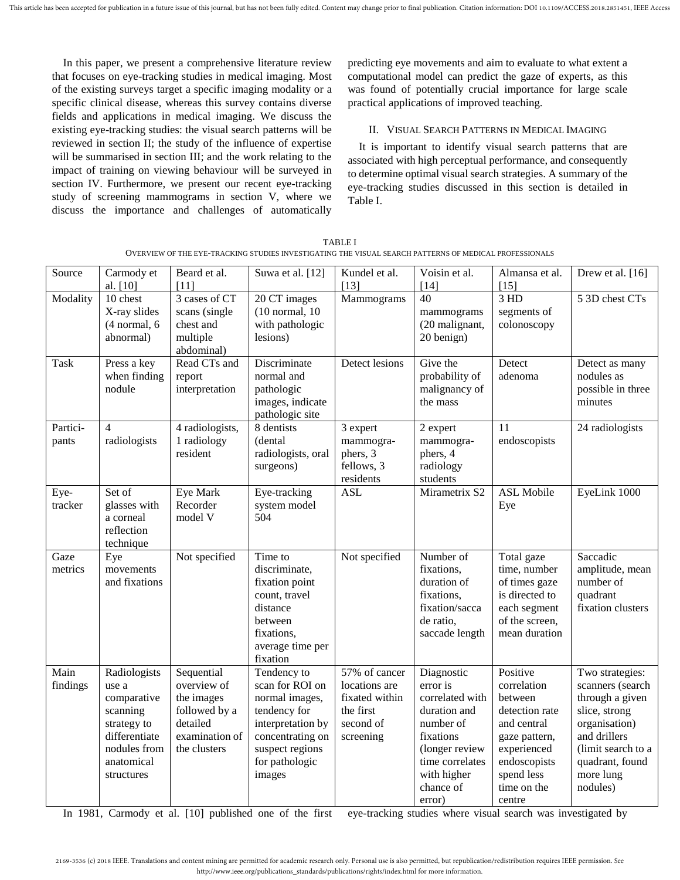In this paper, we present a comprehensive literature review that focuses on eye-tracking studies in medical imaging. Most of the existing surveys target a specific imaging modality or a specific clinical disease, whereas this survey contains diverse fields and applications in medical imaging. We discuss the existing eye-tracking studies: the visual search patterns will be reviewed in section II; the study of the influence of expertise will be summarised in section III; and the work relating to the impact of training on viewing behaviour will be surveyed in section IV. Furthermore, we present our recent eye-tracking study of screening mammograms in section V, where we discuss the importance and challenges of automatically predicting eye movements and aim to evaluate to what extent a computational model can predict the gaze of experts, as this was found of potentially crucial importance for large scale practical applications of improved teaching.

## II. Visual Search Patterns in Medical Imaging

It is important to identify visual search patterns that are associated with high perceptual performance, and consequently to determine optimal visual search strategies. A summary of the eye-tracking studies discussed in this section is detailed in Table I.

TABLE I

Overview of the eye-tracking studies investigating the visual search patterns of medical professionals

| Source | Carmody et al. [10] | Beard et al. [11] | Suwa et al. [12] | Kundel et al. [13] | Voisin et al. [14] | Almansa et al. [15] | Drew et al. [16] |
|---|---|---|---|---|---|---|---|
| Modality | 10 chest X-ray slides (4 normal, 6 abnormal) | 3 cases of CT scans (single chest and multiple abdominal) | 20 CT images (10 normal, 10 with pathologic lesions) | Mammograms | 40 mammograms (20 malignant, 20 benign) | 3 HD segments of colonoscopy | 5 3D chest CTs |
| Task | Press a key when finding nodule | Read CTs and report interpretation | Discriminate normal and pathologic images, indicate pathologic site | Detect lesions | Give the probability of malignancy of the mass | Detect adenoma | Detect as many nodules as possible in three minutes |
| Participants | 4 radiologists | 4 radiologists, 1 radiology resident | 8 dentists (dental radiologists, oral surgeons) | 3 expert mammographers, 3 fellows, 3 residents | 2 expert mammographers, 4 radiology students | 11 endoscopists | 24 radiologists |
| Eye-tracker | Set of glasses with a corneal reflection technique | Eye Mark Recorder model V | Eye-tracking system model 504 | ASL | Mirametrix S2 | ASL Mobile Eye | EyeLink 1000 |
| Gaze metrics | Eye movements and fixations | Not specified | Time to discriminate, fixation point count, travel distance between fixations, average time per fixation | Not specified | Number of fixations, duration of fixations, fixation/saccade ratio, saccade length | Total gaze time, number of times gaze is directed to each segment of the screen, mean duration | Saccadic amplitude, mean number of quadrant fixation clusters |
| Main findings | Radiologists use a comparative scanning strategy to differentiate nodules from anatomical structures | Sequential overview of the images followed by a detailed examination of the clusters | Tendency to scan for ROI on normal images, tendency for interpretation by concentrating on suspect regions for pathologic images | 57% of cancer locations are fixated within the first second of screening | Diagnostic error is correlated with duration and number of fixations (longer review time correlates with higher chance of error) | Positive correlation between detection rate and central gaze pattern, experienced endoscopists spend less time on the centre | Two strategies: scanners (search through a given slice, strong organisation) and drillers (limit search to a quadrant, found more lung nodules) |

In 1981, Carmody et al. [10] published one of the first eye-tracking studies where visual search was investigated by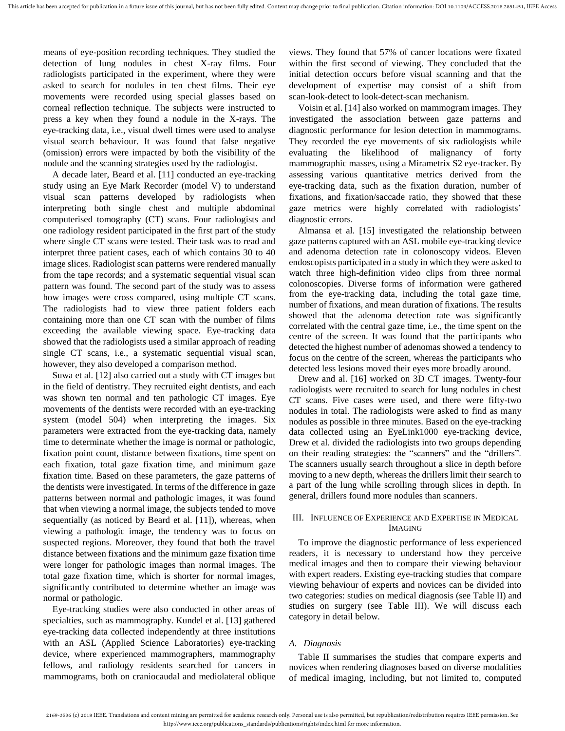means of eye-position recording techniques. They studied the detection of lung nodules in chest X-ray films. Four radiologists participated in the experiment, where they were asked to search for nodules in ten chest films. Their eye movements were recorded using special glasses based on corneal reflection technique. The subjects were instructed to press a key when they found a nodule in the X-rays. The eye-tracking data, i.e., visual dwell times were used to analyse visual search behaviour. It was found that false negative (omission) errors were impacted by both the visibility of the nodule and the scanning strategies used by the radiologist.

A decade later, Beard et al. [11] conducted an eye-tracking study using an Eye Mark Recorder (model V) to understand visual scan patterns developed by radiologists when interpreting both single chest and multiple abdominal computerised tomography (CT) scans. Four radiologists and one radiology resident participated in the first part of the study where single CT scans were tested. Their task was to read and interpret three patient cases, each of which contains 30 to 40 image slices. Radiologist scan patterns were rendered manually from the tape records; and a systematic sequential visual scan pattern was found. The second part of the study was to assess how images were cross compared, using multiple CT scans. The radiologists had to view three patient folders each containing more than one CT scan with the number of films exceeding the available viewing space. Eye-tracking data showed that the radiologists used a similar approach of reading single CT scans, i.e., a systematic sequential visual scan, however, they also developed a comparison method.

Suwa et al. [12] also carried out a study with CT images but in the field of dentistry. They recruited eight dentists, and each was shown ten normal and ten pathologic CT images. Eye movements of the dentists were recorded with an eye-tracking system (model 504) when interpreting the images. Six parameters were extracted from the eye-tracking data, namely time to determinate whether the image is normal or pathologic, fixation point count, distance between fixations, time spent on each fixation, total gaze fixation time, and minimum gaze fixation time. Based on these parameters, the gaze patterns of the dentists were investigated. In terms of the difference in gaze patterns between normal and pathologic images, it was found that when viewing a normal image, the subjects tended to move sequentially (as noticed by Beard et al. [11]), whereas, when viewing a pathologic image, the tendency was to focus on suspected regions. Moreover, they found that both the travel distance between fixations and the minimum gaze fixation time were longer for pathologic images than normal images. The total gaze fixation time, which is shorter for normal images, significantly contributed to determine whether an image was normal or pathologic.

Eye-tracking studies were also conducted in other areas of specialties, such as mammography. Kundel et al. [13] gathered eye-tracking data collected independently at three institutions with an ASL (Applied Science Laboratories) eye-tracking device, where experienced mammographers, mammography fellows, and radiology residents searched for cancers in mammograms, both on craniocaudal and mediolateral oblique views. They found that 57% of cancer locations were fixated within the first second of viewing. They concluded that the initial detection occurs before visual scanning and that the development of expertise may consist of a shift from scan-look-detect to look-detect-scan mechanism.

Voisin et al. [14] also worked on mammogram images. They investigated the association between gaze patterns and diagnostic performance for lesion detection in mammograms. They recorded the eye movements of six radiologists while evaluating the likelihood of malignancy of forty mammographic masses, using a Mirametrix S2 eye-tracker. By assessing various quantitative metrics derived from the eye-tracking data, such as the fixation duration, number of fixations, and fixation/saccade ratio, they showed that these gaze metrics were highly correlated with radiologists' diagnostic errors.

Almansa et al. [15] investigated the relationship between gaze patterns captured with an ASL mobile eye-tracking device and adenoma detection rate in colonoscopy videos. Eleven endoscopists participated in a study in which they were asked to watch three high-definition video clips from three normal colonoscopies. Diverse forms of information were gathered from the eye-tracking data, including the total gaze time, number of fixations, and mean duration of fixations. The results showed that the adenoma detection rate was significantly correlated with the central gaze time, i.e., the time spent on the centre of the screen. It was found that the participants who detected the highest number of adenomas showed a tendency to focus on the centre of the screen, whereas the participants who detected less lesions moved their eyes more broadly around.

Drew and al. [16] worked on 3D CT images. Twenty-four radiologists were recruited to search for lung nodules in chest CT scans. Five cases were used, and there were fifty-two nodules in total. The radiologists were asked to find as many nodules as possible in three minutes. Based on the eye-tracking data collected using an EyeLink1000 eye-tracking device, Drew et al. divided the radiologists into two groups depending on their reading strategies: the "scanners" and the "drillers". The scanners usually search throughout a slice in depth before moving to a new depth, whereas the drillers limit their search to a part of the lung while scrolling through slices in depth. In general, drillers found more nodules than scanners.

## III. Influence of Experience and Expertise in Medical Imaging

To improve the diagnostic performance of less experienced readers, it is necessary to understand how they perceive medical images and then to compare their viewing behaviour with expert readers. Existing eye-tracking studies that compare viewing behaviour of experts and novices can be divided into two categories: studies on medical diagnosis (see Table II) and studies on surgery (see Table III). We will discuss each category in detail below.

### A. Diagnosis

Table II summarises the studies that compare experts and novices when rendering diagnoses based on diverse modalities of medical imaging, including, but not limited to, computed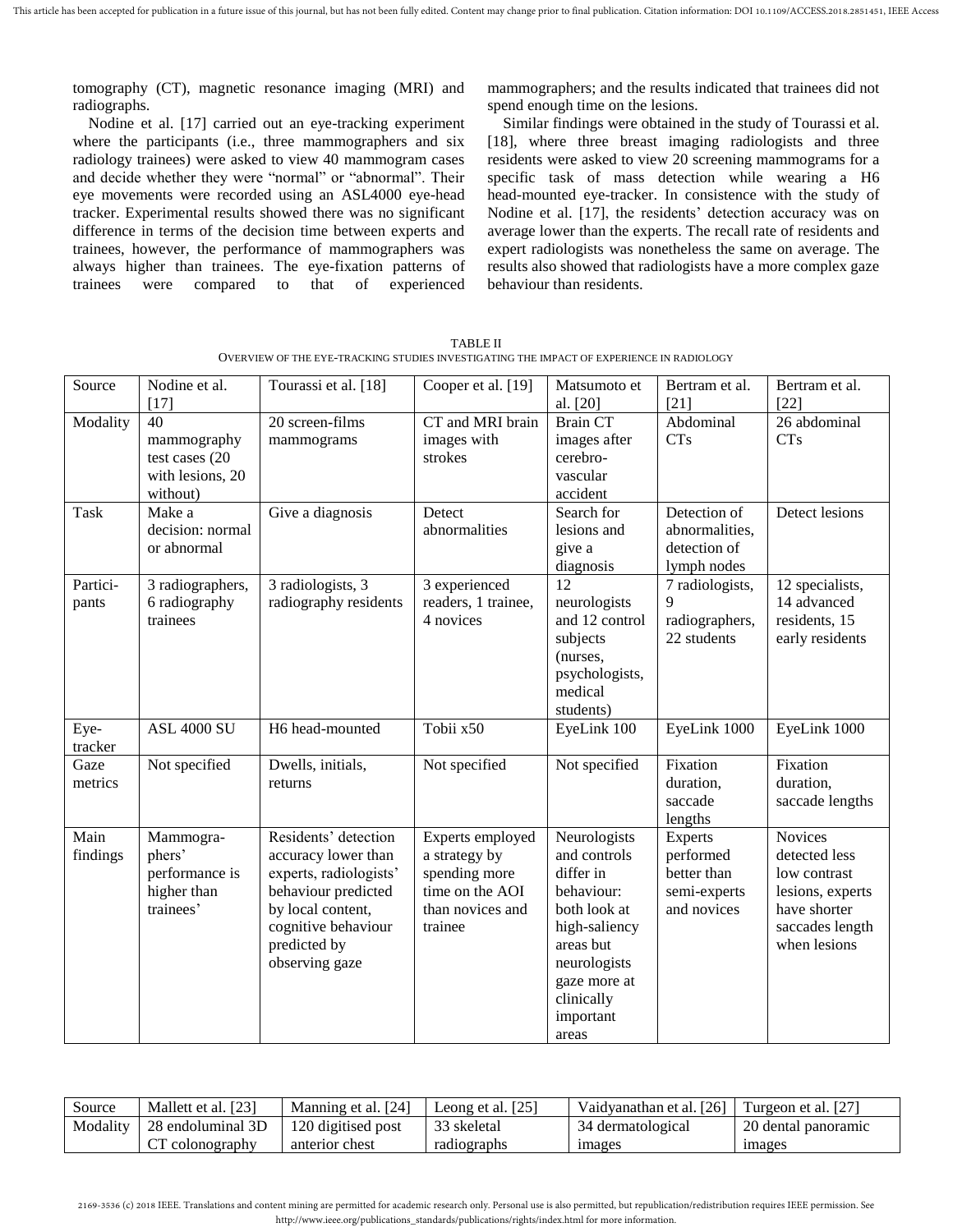tomography (CT), magnetic resonance imaging (MRI) and radiographs.

Nodine et al. [17] carried out an eye-tracking experiment where the participants (i.e., three mammographers and six radiology trainees) were asked to view 40 mammogram cases and decide whether they were "normal" or "abnormal". Their eye movements were recorded using an ASL4000 eye-head tracker. Experimental results showed there was no significant difference in terms of the decision time between experts and trainees, however, the performance of mammographers was always higher than trainees. The eye-fixation patterns of trainees were compared to that of experienced mammographers; and the results indicated that trainees did not spend enough time on the lesions.

Similar findings were obtained in the study of Tourassi et al. [18], where three breast imaging radiologists and three residents were asked to view 20 screening mammograms for a specific task of mass detection while wearing a H6 head-mounted eye-tracker. In consistence with the study of Nodine et al. [17], the residents' detection accuracy was on average lower than the experts. The recall rate of residents and expert radiologists was nonetheless the same on average. The results also showed that radiologists have a more complex gaze behaviour than residents.

TABLE II
OVERVIEW OF THE EYE-TRACKING STUDIES INVESTIGATING THE IMPACT OF EXPERIENCE IN RADIOLOGY

| Source | Nodine et al. [17] | Tourassi et al. [18] | Cooper et al. [19] | Matsumoto et al. [20] | Bertram et al. [21] | Bertram et al. [22] |
|---|---|---|---|---|---|---|
| Modality | 40 mammography test cases (20 with lesions, 20 without) | 20 screen-films mammograms | CT and MRI brain images with strokes | Brain CT images after cerebro-vascular accident | Abdominal CTs | 26 abdominal CTs |
| Task | Make a decision: normal or abnormal | Give a diagnosis | Detect abnormalities | Search for lesions and give a diagnosis | Detection of abnormalities, detection of lymph nodes | Detect lesions |
| Partici-pants | 3 radiographers, 6 radiography trainees | 3 radiologists, 3 radiography residents | 3 experienced readers, 1 trainee, 4 novices | 12 neurologists and 12 control subjects (nurses, psychologists, medical students) | 7 radiologists, 9 radiographers, 22 students | 12 specialists, 14 advanced residents, 15 early residents |
| Eye-tracker | ASL 4000 SU | H6 head-mounted | Tobii x50 | EyeLink 100 | EyeLink 1000 | EyeLink 1000 |
| Gaze metrics | Not specified | Dwells, initials, returns | Not specified | Not specified | Fixation duration, saccade lengths | Fixation duration, saccade lengths |
| Main findings | Mammographers' performance is higher than trainees' | Residents' detection accuracy lower than experts, radiologists' behaviour predicted by local content, cognitive behaviour predicted by observing gaze | Experts employed a strategy by spending more time on the AOI than novices and trainee | Neurologists and controls differ in behaviour: both look at high-saliency areas but neurologists gaze more at clinically important areas | Experts performed better than semi-experts and novices | Novices detected less low contrast lesions, experts have shorter saccades length when lesions |

| Source | Mallett et al. [23] | Manning et al. [24] | Leong et al. [25] | Vaidyanathan et al. [26] | Turgeon et al. [27] |
|---|---|---|---|---|---|
| Modality | 28 endoluminal 3D CT colonography | 120 digitised post anterior chest | 33 skeletal radiographs | 34 dermatological images | 20 dental panoramic images |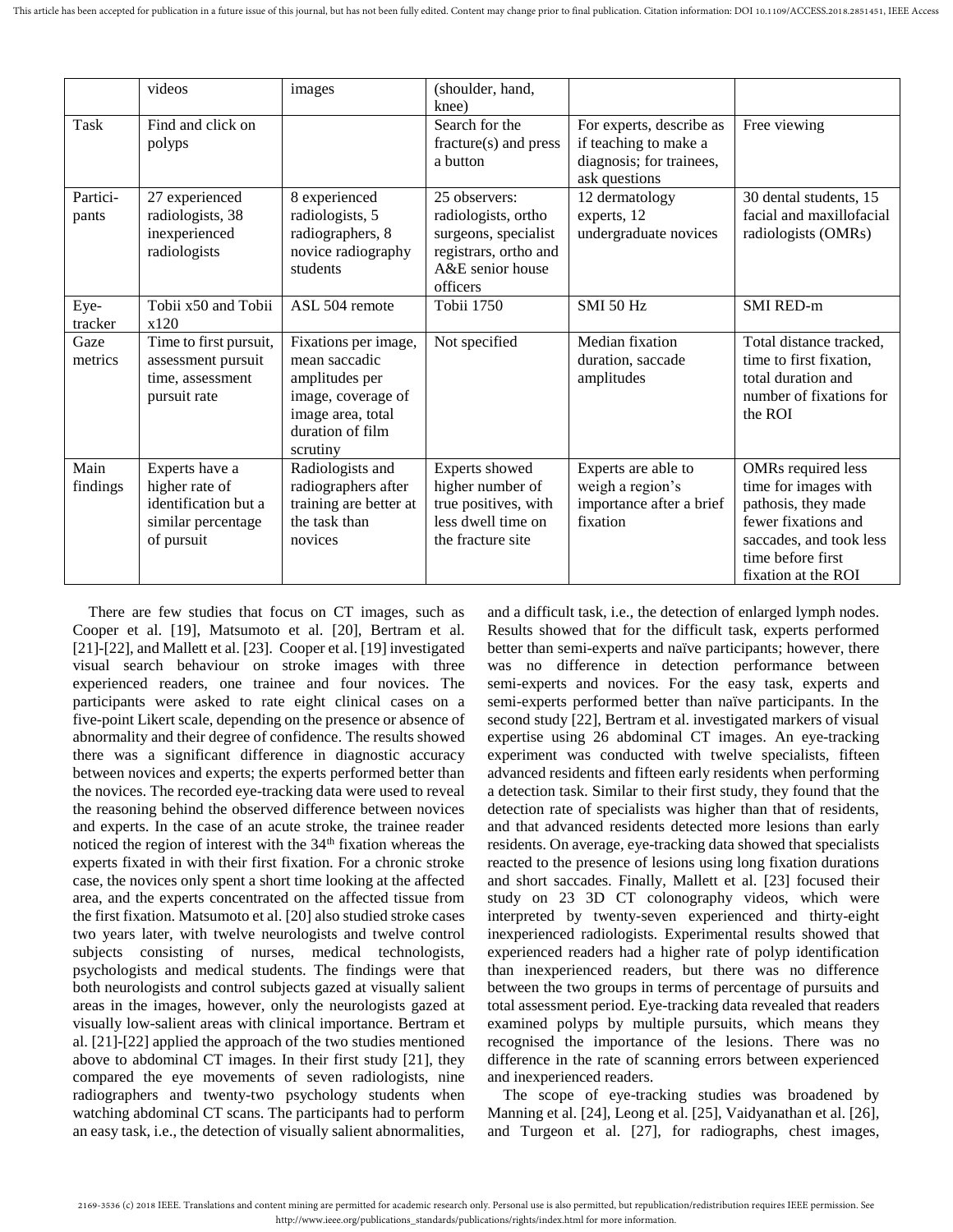| | | | | | |
|---|---|---|---|---|---|
| | videos | images | (shoulder, hand, knee) | | |
| Task | Find and click on polyps | | Search for the fracture(s) and press a button | For experts, describe as if teaching to make a diagnosis; for trainees, ask questions | Free viewing |
| Partici-pants | 27 experienced radiologists, 38 inexperienced radiologists | 8 experienced radiologists, 5 radiographers, 8 novice radiography students | 25 observers: radiologists, ortho surgeons, specialist registrars, ortho and A&E senior house officers | 12 dermatology experts, 12 undergraduate novices | 30 dental students, 15 facial and maxillofacial radiologists (OMRs) |
| Eye-tracker | Tobii x50 and Tobii x120 | ASL 504 remote | Tobii 1750 | SMI 50 Hz | SMI RED-m |
| Gaze metrics | Time to first pursuit, assessment pursuit time, assessment pursuit rate | Fixations per image, mean saccadic amplitudes per image, coverage of image area, total duration of film scrutiny | Not specified | Median fixation duration, saccade amplitudes | Total distance tracked, time to first fixation, total duration and number of fixations for the ROI |
| Main findings | Experts have a higher rate of identification but a similar percentage of pursuit | Radiologists and radiographers after training are better at the task than novices | Experts showed higher number of true positives, with less dwell time on the fracture site | Experts are able to weigh a region's importance after a brief fixation | OMRs required less time for images with pathosis, they made fewer fixations and saccades, and took less time before first fixation at the ROI |

There are few studies that focus on CT images, such as Cooper et al. [19], Matsumoto et al. [20], Bertram et al. [21]-[22], and Mallett et al. [23]. Cooper et al. [19] investigated visual search behaviour on stroke images with three experienced readers, one trainee and four novices. The participants were asked to rate eight clinical cases on a five-point Likert scale, depending on the presence or absence of abnormality and their degree of confidence. The results showed there was a significant difference in diagnostic accuracy between novices and experts; the experts performed better than the novices. The recorded eye-tracking data were used to reveal the reasoning behind the observed difference between novices and experts. In the case of an acute stroke, the trainee reader noticed the region of interest with the 34th fixation whereas the experts fixated in with their first fixation. For a chronic stroke case, the novices only spent a short time looking at the affected area, and the experts concentrated on the affected tissue from the first fixation. Matsumoto et al. [20] also studied stroke cases two years later, with twelve neurologists and twelve control subjects consisting of nurses, medical technologists, psychologists and medical students. The findings were that both neurologists and control subjects gazed at visually salient areas in the images, however, only the neurologists gazed at visually low-salient areas with clinical importance. Bertram et al. [21]-[22] applied the approach of the two studies mentioned above to abdominal CT images. In their first study [21], they compared the eye movements of seven radiologists, nine radiographers and twenty-two psychology students when watching abdominal CT scans. The participants had to perform an easy task, i.e., the detection of visually salient abnormalities, and a difficult task, i.e., the detection of enlarged lymph nodes. Results showed that for the difficult task, experts performed better than semi-experts and naïve participants; however, there was no difference in detection performance between semi-experts and novices. For the easy task, experts and semi-experts performed better than naïve participants. In the second study [22], Bertram et al. investigated markers of visual expertise using 26 abdominal CT images. An eye-tracking experiment was conducted with twelve specialists, fifteen advanced residents and fifteen early residents when performing a detection task. Similar to their first study, they found that the detection rate of specialists was higher than that of residents, and that advanced residents detected more lesions than early residents. On average, eye-tracking data showed that specialists reacted to the presence of lesions using long fixation durations and short saccades. Finally, Mallett et al. [23] focused their study on 23 3D CT colonography videos, which were interpreted by twenty-seven experienced and thirty-eight inexperienced radiologists. Experimental results showed that experienced readers had a higher rate of polyp identification than inexperienced readers, but there was no difference between the two groups in terms of percentage of pursuits and total assessment period. Eye-tracking data revealed that readers examined polyps by multiple pursuits, which means they recognised the importance of the lesions. There was no difference in the rate of scanning errors between experienced and inexperienced readers.

The scope of eye-tracking studies was broadened by Manning et al. [24], Leong et al. [25], Vaidyanathan et al. [26], and Turgeon et al. [27], for radiographs, chest images,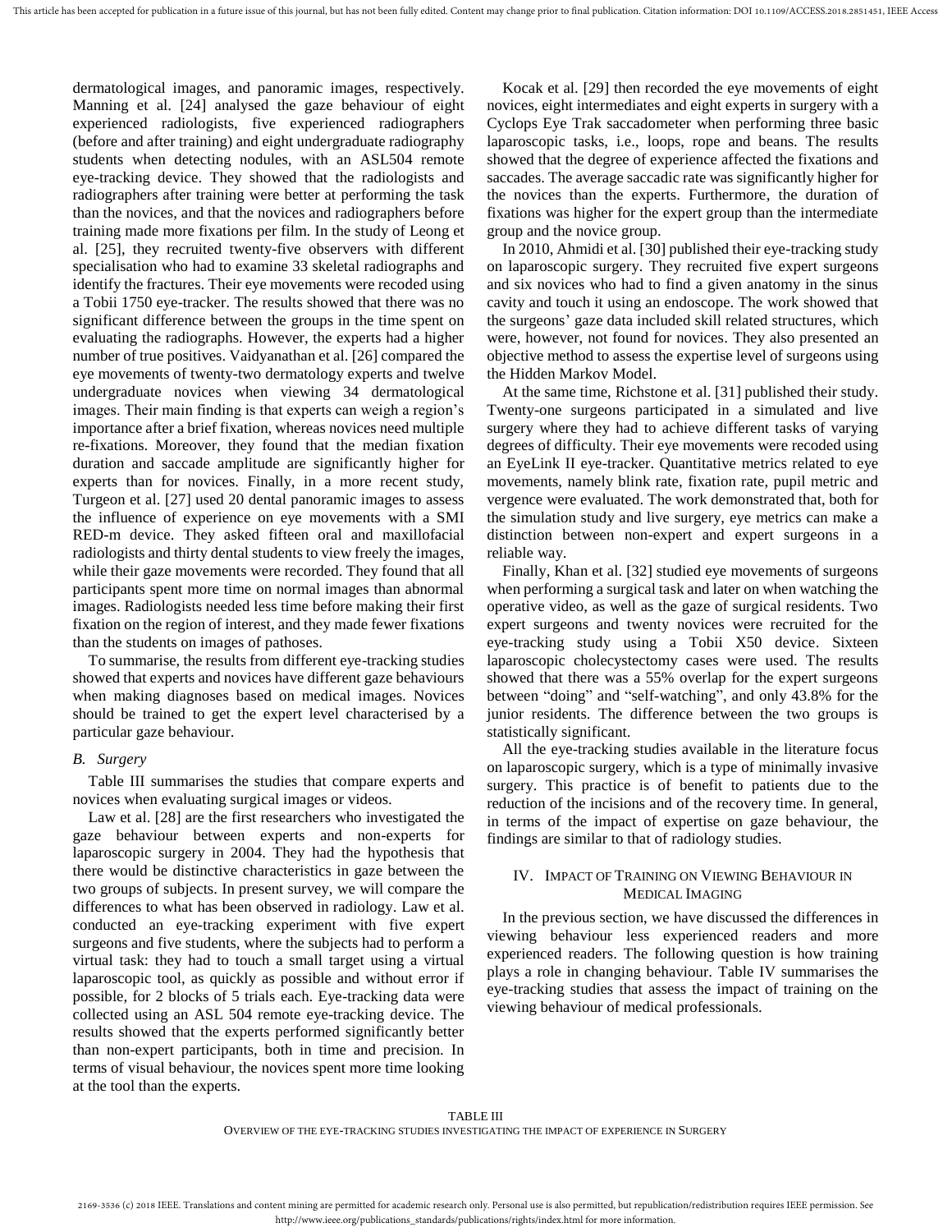dermatological images, and panoramic images, respectively. Manning et al. [24] analysed the gaze behaviour of eight experienced radiologists, five experienced radiographers (before and after training) and eight undergraduate radiography students when detecting nodules, with an ASL504 remote eye-tracking device. They showed that the radiologists and radiographers after training were better at performing the task than the novices, and that the novices and radiographers before training made more fixations per film. In the study of Leong et al. [25], they recruited twenty-five observers with different specialisation who had to examine 33 skeletal radiographs and identify the fractures. Their eye movements were recoded using a Tobii 1750 eye-tracker. The results showed that there was no significant difference between the groups in the time spent on evaluating the radiographs. However, the experts had a higher number of true positives. Vaidyanathan et al. [26] compared the eye movements of twenty-two dermatology experts and twelve undergraduate novices when viewing 34 dermatological images. Their main finding is that experts can weigh a region's importance after a brief fixation, whereas novices need multiple re-fixations. Moreover, they found that the median fixation duration and saccade amplitude are significantly higher for experts than for novices. Finally, in a more recent study, Turgeon et al. [27] used 20 dental panoramic images to assess the influence of experience on eye movements with a SMI RED-m device. They asked fifteen oral and maxillofacial radiologists and thirty dental students to view freely the images, while their gaze movements were recorded. They found that all participants spent more time on normal images than abnormal images. Radiologists needed less time before making their first fixation on the region of interest, and they made fewer fixations than the students on images of pathoses.

To summarise, the results from different eye-tracking studies showed that experts and novices have different gaze behaviours when making diagnoses based on medical images. Novices should be trained to get the expert level characterised by a particular gaze behaviour.

### *B. Surgery*

Table III summarises the studies that compare experts and novices when evaluating surgical images or videos.

Law et al. [28] are the first researchers who investigated the gaze behaviour between experts and non-experts for laparoscopic surgery in 2004. They had the hypothesis that there would be distinctive characteristics in gaze between the two groups of subjects. In present survey, we will compare the differences to what has been observed in radiology. Law et al. conducted an eye-tracking experiment with five expert surgeons and five students, where the subjects had to perform a virtual task: they had to touch a small target using a virtual laparoscopic tool, as quickly as possible and without error if possible, for 2 blocks of 5 trials each. Eye-tracking data were collected using an ASL 504 remote eye-tracking device. The results showed that the experts performed significantly better than non-expert participants, both in time and precision. In terms of visual behaviour, the novices spent more time looking at the tool than the experts.

Kocak et al. [29] then recorded the eye movements of eight novices, eight intermediates and eight experts in surgery with a Cyclops Eye Trak saccadometer when performing three basic laparoscopic tasks, i.e., loops, rope and beans. The results showed that the degree of experience affected the fixations and saccades. The average saccadic rate was significantly higher for the novices than the experts. Furthermore, the duration of fixations was higher for the expert group than the intermediate group and the novice group.

In 2010, Ahmidi et al. [30] published their eye-tracking study on laparoscopic surgery. They recruited five expert surgeons and six novices who had to find a given anatomy in the sinus cavity and touch it using an endoscope. The work showed that the surgeons' gaze data included skill related structures, which were, however, not found for novices. They also presented an objective method to assess the expertise level of surgeons using the Hidden Markov Model.

At the same time, Richstone et al. [31] published their study. Twenty-one surgeons participated in a simulated and live surgery where they had to achieve different tasks of varying degrees of difficulty. Their eye movements were recoded using an EyeLink II eye-tracker. Quantitative metrics related to eye movements, namely blink rate, fixation rate, pupil metric and vergence were evaluated. The work demonstrated that, both for the simulation study and live surgery, eye metrics can make a distinction between non-expert and expert surgeons in a reliable way.

Finally, Khan et al. [32] studied eye movements of surgeons when performing a surgical task and later on when watching the operative video, as well as the gaze of surgical residents. Two expert surgeons and twenty novices were recruited for the eye-tracking study using a Tobii X50 device. Sixteen laparoscopic cholecystectomy cases were used. The results showed that there was a 55% overlap for the expert surgeons between "doing" and "self-watching", and only 43.8% for the junior residents. The difference between the two groups is statistically significant.

All the eye-tracking studies available in the literature focus on laparoscopic surgery, which is a type of minimally invasive surgery. This practice is of benefit to patients due to the reduction of the incisions and of the recovery time. In general, in terms of the impact of expertise on gaze behaviour, the findings are similar to that of radiology studies.

## IV. Impact of Training on Viewing Behaviour in Medical Imaging

In the previous section, we have discussed the differences in viewing behaviour less experienced readers and more experienced readers. The following question is how training plays a role in changing behaviour. Table IV summarises the eye-tracking studies that assess the impact of training on the viewing behaviour of medical professionals.

TABLE III

Overview of the eye-tracking studies investigating the impact of experience in Surgery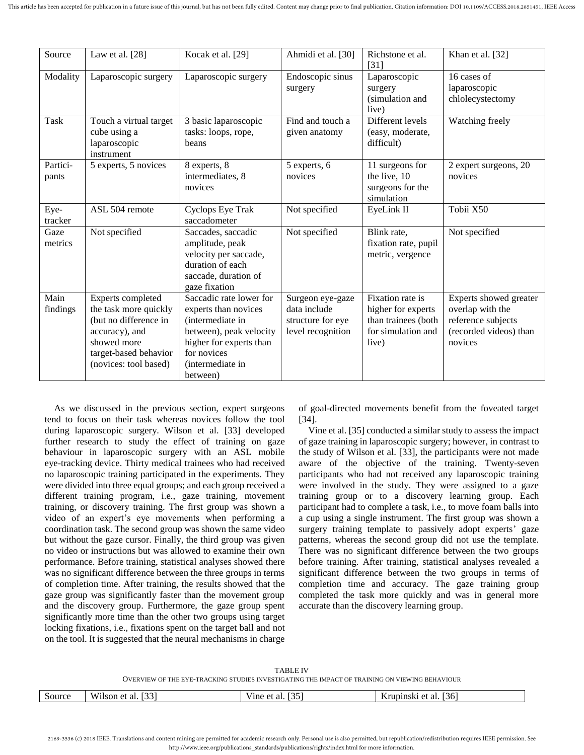| Source | Law et al. [28] | Kocak et al. [29] | Ahmidi et al. [30] | Richstone et al. [31] | Khan et al. [32] |
|---|---|---|---|---|---|
| Modality | Laparoscopic surgery | Laparoscopic surgery | Endoscopic sinus surgery | Laparoscopic surgery (simulation and live) | 16 cases of laparoscopic chlolecystectomy |
| Task | Touch a virtual target cube using a laparoscopic instrument | 3 basic laparoscopic tasks: loops, rope, beans | Find and touch a given anatomy | Different levels (easy, moderate, difficult) | Watching freely |
| Partici-pants | 5 experts, 5 novices | 8 experts, 8 intermediates, 8 novices | 5 experts, 6 novices | 11 surgeons for the live, 10 surgeons for the simulation | 2 expert surgeons, 20 novices |
| Eye-tracker | ASL 504 remote | Cyclops Eye Trak saccadometer | Not specified | EyeLink II | Tobii X50 |
| Gaze metrics | Not specified | Saccades, saccadic amplitude, peak velocity per saccade, duration of each saccade, duration of gaze fixation | Not specified | Blink rate, fixation rate, pupil metric, vergence | Not specified |
| Main findings | Experts completed the task more quickly (but no difference in accuracy), and showed more target-based behavior (novices: tool based) | Saccadic rate lower for experts than novices (intermediate in between), peak velocity higher for experts than for novices (intermediate in between) | Surgeon eye-gaze data include structure for eye level recognition | Fixation rate is higher for experts than trainees (both for simulation and live) | Experts showed greater overlap with the reference subjects (recorded videos) than novices |

As we discussed in the previous section, expert surgeons tend to focus on their task whereas novices follow the tool during laparoscopic surgery. Wilson et al. [33] developed further research to study the effect of training on gaze behaviour in laparoscopic surgery with an ASL mobile eye-tracking device. Thirty medical trainees who had received no laparoscopic training participated in the experiments. They were divided into three equal groups; and each group received a different training program, i.e., gaze training, movement training, or discovery training. The first group was shown a video of an expert's eye movements when performing a coordination task. The second group was shown the same video but without the gaze cursor. Finally, the third group was given no video or instructions but was allowed to examine their own performance. Before training, statistical analyses showed there was no significant difference between the three groups in terms of completion time. After training, the results showed that the gaze group was significantly faster than the movement group and the discovery group. Furthermore, the gaze group spent significantly more time than the other two groups using target locking fixations, i.e., fixations spent on the target ball and not on the tool. It is suggested that the neural mechanisms in charge of goal-directed movements benefit from the foveated target [34].

Vine et al. [35] conducted a similar study to assess the impact of gaze training in laparoscopic surgery; however, in contrast to the study of Wilson et al. [33], the participants were not made aware of the objective of the training. Twenty-seven participants who had not received any laparoscopic training were involved in the study. They were assigned to a gaze training group or to a discovery learning group. Each participant had to complete a task, i.e., to move foam balls into a cup using a single instrument. The first group was shown a surgery training template to passively adopt experts' gaze patterns, whereas the second group did not use the template. There was no significant difference between the two groups before training. After training, statistical analyses revealed a significant difference between the two groups in terms of completion time and accuracy. The gaze training group completed the task more quickly and was in general more accurate than the discovery learning group.

TABLE IV
OVERVIEW OF THE EYE-TRACKING STUDIES INVESTIGATING THE IMPACT OF TRAINING ON VIEWING BEHAVIOUR

| Source | Wilson et al. [33] | Vine et al. [35] | Krupinski et al. [36] |
|---|---|---|---|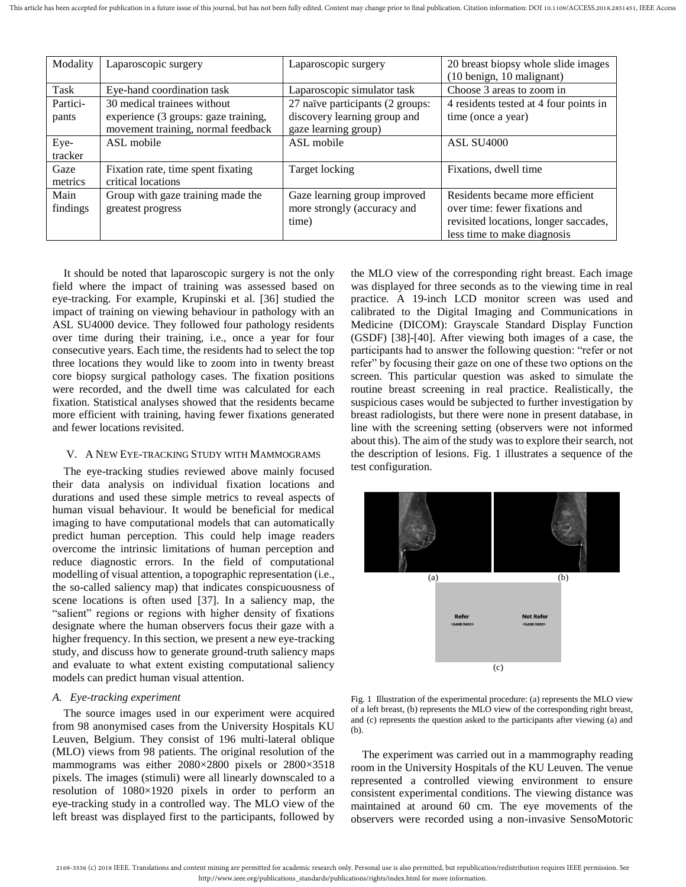| Modality | Laparoscopic surgery | Laparoscopic surgery | 20 breast biopsy whole slide images (10 benign, 10 malignant) |
|---|---|---|---|
| Task | Eye-hand coordination task | Laparoscopic simulator task | Choose 3 areas to zoom in |
| Partici-pants | 30 medical trainees without experience (3 groups: gaze training, movement training, normal feedback | 27 naïve participants (2 groups: discovery learning group and gaze learning group) | 4 residents tested at 4 four points in time (once a year) |
| Eye-tracker | ASL mobile | ASL mobile | ASL SU4000 |
| Gaze metrics | Fixation rate, time spent fixating critical locations | Target locking | Fixations, dwell time |
| Main findings | Group with gaze training made the greatest progress | Gaze learning group improved more strongly (accuracy and time) | Residents became more efficient over time: fewer fixations and revisited locations, longer saccades, less time to make diagnosis |

It should be noted that laparoscopic surgery is not the only field where the impact of training was assessed based on eye-tracking. For example, Krupinski et al. [36] studied the impact of training on viewing behaviour in pathology with an ASL SU4000 device. They followed four pathology residents over time during their training, i.e., once a year for four consecutive years. Each time, the residents had to select the top three locations they would like to zoom into in twenty breast core biopsy surgical pathology cases. The fixation positions were recorded, and the dwell time was calculated for each fixation. Statistical analyses showed that the residents became more efficient with training, having fewer fixations generated and fewer locations revisited.

## V. A New Eye-tracking Study with Mammograms

The eye-tracking studies reviewed above mainly focused their data analysis on individual fixation locations and durations and used these simple metrics to reveal aspects of human visual behaviour. It would be beneficial for medical imaging to have computational models that can automatically predict human perception. This could help image readers overcome the intrinsic limitations of human perception and reduce diagnostic errors. In the field of computational modelling of visual attention, a topographic representation (i.e., the so-called saliency map) that indicates conspicuousness of scene locations is often used [37]. In a saliency map, the "salient" regions or regions with higher density of fixations designate where the human observers focus their gaze with a higher frequency. In this section, we present a new eye-tracking study, and discuss how to generate ground-truth saliency maps and evaluate to what extent existing computational saliency models can predict human visual attention.

### A. Eye-tracking experiment

The source images used in our experiment were acquired from 98 anonymised cases from the University Hospitals KU Leuven, Belgium. They consist of 196 multi-lateral oblique (MLO) views from 98 patients. The original resolution of the mammograms was either 2080×2800 pixels or 2800×3518 pixels. The images (stimuli) were all linearly downscaled to a resolution of 1080×1920 pixels in order to perform an eye-tracking study in a controlled way. The MLO view of the left breast was displayed first to the participants, followed by the MLO view of the corresponding right breast. Each image was displayed for three seconds as to the viewing time in real practice. A 19-inch LCD monitor screen was used and calibrated to the Digital Imaging and Communications in Medicine (DICOM): Grayscale Standard Display Function (GSDF) [38]-[40]. After viewing both images of a case, the participants had to answer the following question: "refer or not refer" by focusing their gaze on one of these two options on the screen. This particular question was asked to simulate the routine breast screening in real practice. Realistically, the suspicious cases would be subjected to further investigation by breast radiologists, but there were none in present database, in line with the screening setting (observers were not informed about this). The aim of the study was to explore their search, not the description of lesions. Fig. 1 illustrates a sequence of the test configuration.

(a) (b)

Refer <Look here> Not Refer <Look here>

(c)

Fig. 1 Illustration of the experimental procedure: (a) represents the MLO view of a left breast, (b) represents the MLO view of the corresponding right breast, and (c) represents the question asked to the participants after viewing (a) and (b).

The experiment was carried out in a mammography reading room in the University Hospitals of the KU Leuven. The venue represented a controlled viewing environment to ensure consistent experimental conditions. The viewing distance was maintained at around 60 cm. The eye movements of the observers were recorded using a non-invasive SensoMotoric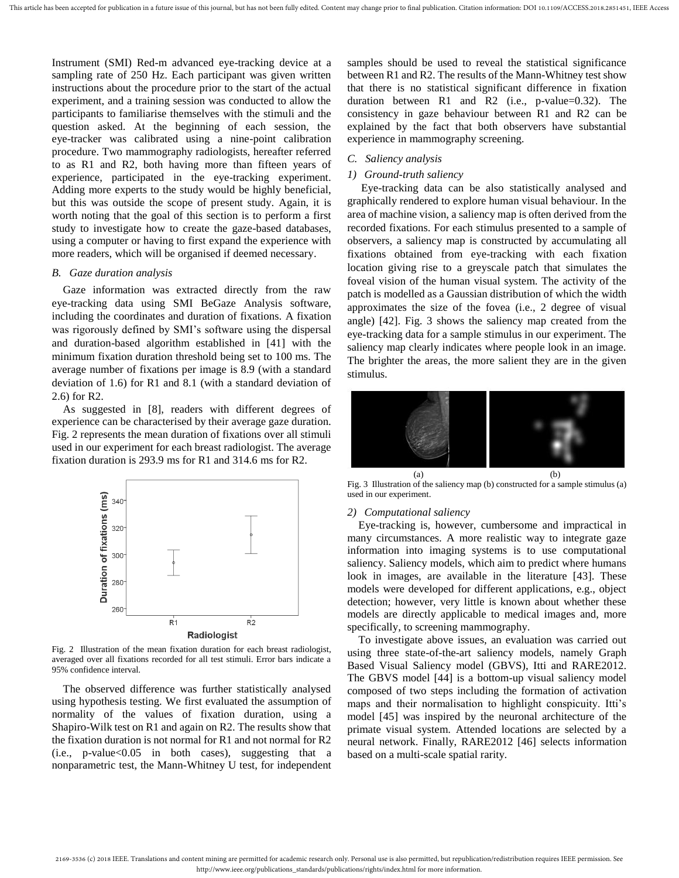Instrument (SMI) Red-m advanced eye-tracking device at a sampling rate of 250 Hz. Each participant was given written instructions about the procedure prior to the start of the actual experiment, and a training session was conducted to allow the participants to familiarise themselves with the stimuli and the question asked. At the beginning of each session, the eye-tracker was calibrated using a nine-point calibration procedure. Two mammography radiologists, hereafter referred to as R1 and R2, both having more than fifteen years of experience, participated in the eye-tracking experiment. Adding more experts to the study would be highly beneficial, but this was outside the scope of present study. Again, it is worth noting that the goal of this section is to perform a first study to investigate how to create the gaze-based databases, using a computer or having to first expand the experience with more readers, which will be organised if deemed necessary.

### *B. Gaze duration analysis*

Gaze information was extracted directly from the raw eye-tracking data using SMI BeGaze Analysis software, including the coordinates and duration of fixations. A fixation was rigorously defined by SMI's software using the dispersal and duration-based algorithm established in [41] with the minimum fixation duration threshold being set to 100 ms. The average number of fixations per image is 8.9 (with a standard deviation of 1.6) for R1 and 8.1 (with a standard deviation of 2.6) for R2.

As suggested in [8], readers with different degrees of experience can be characterised by their average gaze duration. Fig. 2 represents the mean duration of fixations over all stimuli used in our experiment for each breast radiologist. The average fixation duration is 293.9 ms for R1 and 314.6 ms for R2.

Duration of fixations (ms)
340
320
300
280
260
R1
R2
Radiologist

Fig. 2 Illustration of the mean fixation duration for each breast radiologist, averaged over all fixations recorded for all test stimuli. Error bars indicate a 95% confidence interval.

The observed difference was further statistically analysed using hypothesis testing. We first evaluated the assumption of normality of the values of fixation duration, using a Shapiro-Wilk test on R1 and again on R2. The results show that the fixation duration is not normal for R1 and not normal for R2 (i.e., p-value<0.05 in both cases), suggesting that a nonparametric test, the Mann-Whitney U test, for independent samples should be used to reveal the statistical significance between R1 and R2. The results of the Mann-Whitney test show that there is no statistical significant difference in fixation duration between R1 and R2 (i.e., p-value=0.32). The consistency in gaze behaviour between R1 and R2 can be explained by the fact that both observers have substantial experience in mammography screening.

### *C. Saliency analysis*

#### *1) Ground-truth saliency*

Eye-tracking data can be also statistically analysed and graphically rendered to explore human visual behaviour. In the area of machine vision, a saliency map is often derived from the recorded fixations. For each stimulus presented to a sample of observers, a saliency map is constructed by accumulating all fixations obtained from eye-tracking with each fixation location giving rise to a greyscale patch that simulates the foveal vision of the human visual system. The activity of the patch is modelled as a Gaussian distribution of which the width approximates the size of the fovea (i.e., 2 degree of visual angle) [42]. Fig. 3 shows the saliency map created from the eye-tracking data for a sample stimulus in our experiment. The saliency map clearly indicates where people look in an image. The brighter the areas, the more salient they are in the given stimulus.

(a) (b)

Fig. 3 Illustration of the saliency map (b) constructed for a sample stimulus (a) used in our experiment.

#### *2) Computational saliency*

Eye-tracking is, however, cumbersome and impractical in many circumstances. A more realistic way to integrate gaze information into imaging systems is to use computational saliency. Saliency models, which aim to predict where humans look in images, are available in the literature [43]. These models were developed for different applications, e.g., object detection; however, very little is known about whether these models are directly applicable to medical images and, more specifically, to screening mammography.

To investigate above issues, an evaluation was carried out using three state-of-the-art saliency models, namely Graph Based Visual Saliency model (GBVS), Itti and RARE2012. The GBVS model [44] is a bottom-up visual saliency model composed of two steps including the formation of activation maps and their normalisation to highlight conspicuity. Itti's model [45] was inspired by the neuronal architecture of the primate visual system. Attended locations are selected by a neural network. Finally, RARE2012 [46] selects information based on a multi-scale spatial rarity.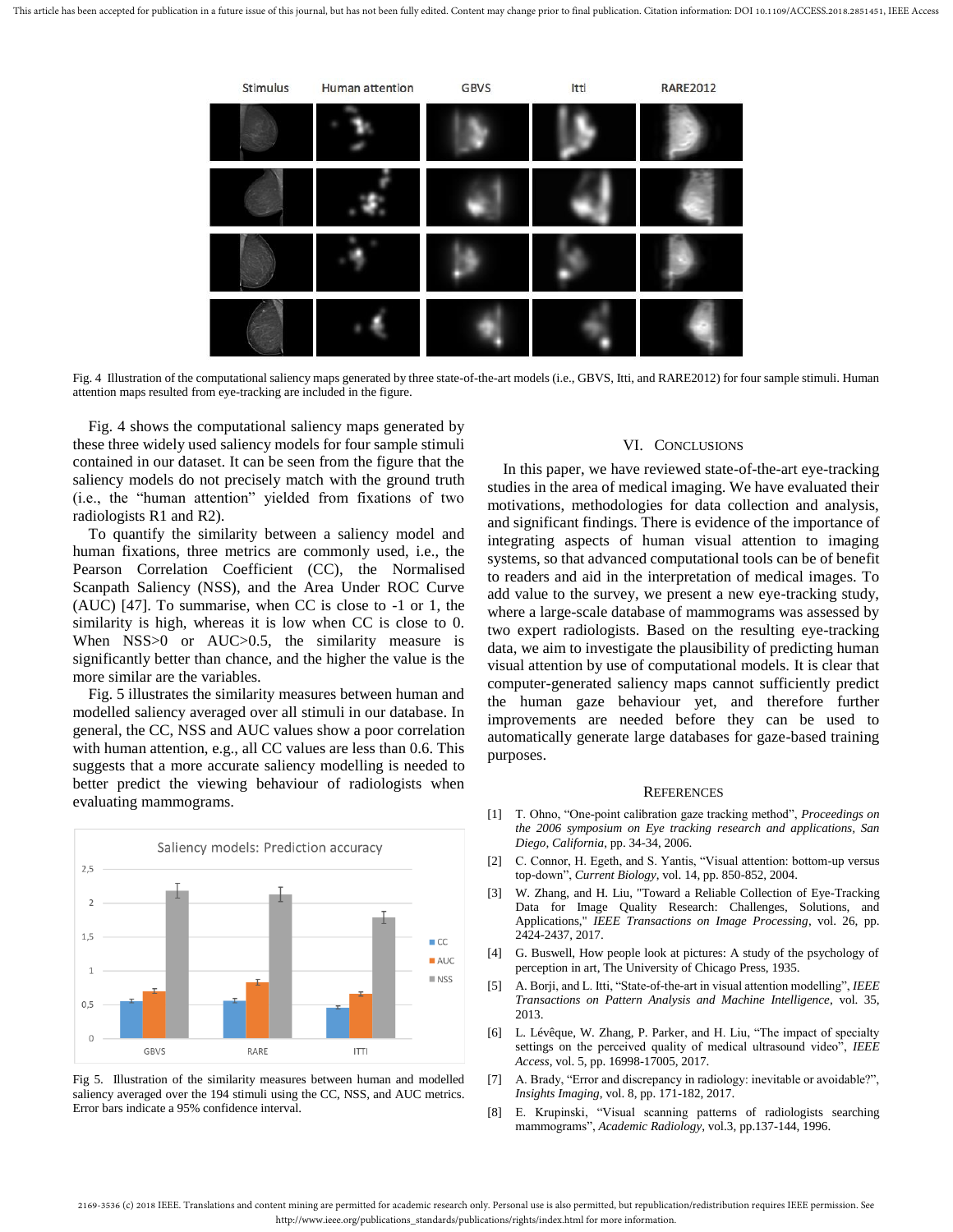Stimulus
Human attention
GBVS
Itti
RARE2012

Fig. 4 Illustration of the computational saliency maps generated by three state-of-the-art models (i.e., GBVS, Itti, and RARE2012) for four sample stimuli. Human attention maps resulted from eye-tracking are included in the figure.

Fig. 4 shows the computational saliency maps generated by these three widely used saliency models for four sample stimuli contained in our dataset. It can be seen from the figure that the saliency models do not precisely match with the ground truth (i.e., the "human attention" yielded from fixations of two radiologists R1 and R2).

To quantify the similarity between a saliency model and human fixations, three metrics are commonly used, i.e., the Pearson Correlation Coefficient (CC), the Normalised Scanpath Saliency (NSS), and the Area Under ROC Curve (AUC) [47]. To summarise, when CC is close to -1 or 1, the similarity is high, whereas it is low when CC is close to 0. When NSS>0 or AUC>0.5, the similarity measure is significantly better than chance, and the higher the value is the more similar are the variables.

Fig. 5 illustrates the similarity measures between human and modelled saliency averaged over all stimuli in our database. In general, the CC, NSS and AUC values show a poor correlation with human attention, e.g., all CC values are less than 0.6. This suggests that a more accurate saliency modelling is needed to better predict the viewing behaviour of radiologists when evaluating mammograms.

Saliency models: Prediction accuracy

2,5
2
1,5
1
0,5
0

GBVS
RARE
ITTI

CC
AUC
NSS

Fig 5. Illustration of the similarity measures between human and modelled saliency averaged over the 194 stimuli using the CC, NSS, and AUC metrics. Error bars indicate a 95% confidence interval.

## VI. Conclusions

In this paper, we have reviewed state-of-the-art eye-tracking studies in the area of medical imaging. We have evaluated their motivations, methodologies for data collection and analysis, and significant findings. There is evidence of the importance of integrating aspects of human visual attention to imaging systems, so that advanced computational tools can be of benefit to readers and aid in the interpretation of medical images. To add value to the survey, we present a new eye-tracking study, where a large-scale database of mammograms was assessed by two expert radiologists. Based on the resulting eye-tracking data, we aim to investigate the plausibility of predicting human visual attention by use of computational models. It is clear that computer-generated saliency maps cannot sufficiently predict the human gaze behaviour yet, and therefore further improvements are needed before they can be used to automatically generate large databases for gaze-based training purposes.

## References

[1] T. Ohno, "One-point calibration gaze tracking method", *Proceedings on the 2006 symposium on Eye tracking research and applications, San Diego, California*, pp. 34-34, 2006.

[2] C. Connor, H. Egeth, and S. Yantis, "Visual attention: bottom-up versus top-down", *Current Biology*, vol. 14, pp. 850-852, 2004.

[3] W. Zhang, and H. Liu, "Toward a Reliable Collection of Eye-Tracking Data for Image Quality Research: Challenges, Solutions, and Applications," *IEEE Transactions on Image Processing*, vol. 26, pp. 2424-2437, 2017.

[4] G. Buswell, How people look at pictures: A study of the psychology of perception in art, The University of Chicago Press, 1935.

[5] A. Borji, and L. Itti, "State-of-the-art in visual attention modelling", *IEEE Transactions on Pattern Analysis and Machine Intelligence*, vol. 35, 2013.

[6] L. Lévêque, W. Zhang, P. Parker, and H. Liu, "The impact of specialty settings on the perceived quality of medical ultrasound video", *IEEE Access*, vol. 5, pp. 16998-17005, 2017.

[7] A. Brady, "Error and discrepancy in radiology: inevitable or avoidable?", *Insights Imaging*, vol. 8, pp. 171-182, 2017.

[8] E. Krupinski, "Visual scanning patterns of radiologists searching mammograms", *Academic Radiology*, vol.3, pp.137-144, 1996.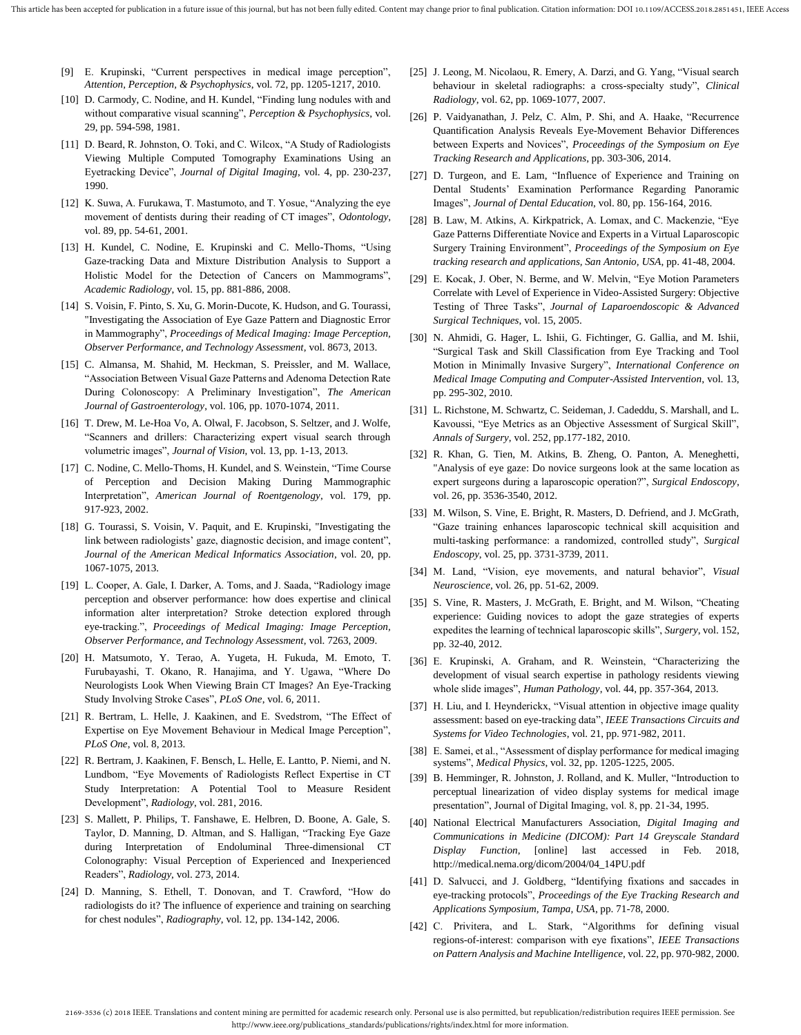[9] E. Krupinski, "Current perspectives in medical image perception", *Attention, Perception, & Psychophysics*, vol. 72, pp. 1205-1217, 2010.

[10] D. Carmody, C. Nodine, and H. Kundel, "Finding lung nodules with and without comparative visual scanning", *Perception & Psychophysics*, vol. 29, pp. 594-598, 1981.

[11] D. Beard, R. Johnston, O. Toki, and C. Wilcox, "A Study of Radiologists Viewing Multiple Computed Tomography Examinations Using an Eyetracking Device", *Journal of Digital Imaging*, vol. 4, pp. 230-237, 1990.

[12] K. Suwa, A. Furukawa, T. Mastumoto, and T. Yosue, "Analyzing the eye movement of dentists during their reading of CT images", *Odontology*, vol. 89, pp. 54-61, 2001.

[13] H. Kundel, C. Nodine, E. Krupinski and C. Mello-Thoms, "Using Gaze-tracking Data and Mixture Distribution Analysis to Support a Holistic Model for the Detection of Cancers on Mammograms", *Academic Radiology*, vol. 15, pp. 881-886, 2008.

[14] S. Voisin, F. Pinto, S. Xu, G. Morin-Ducote, K. Hudson, and G. Tourassi, "Investigating the Association of Eye Gaze Pattern and Diagnostic Error in Mammography", *Proceedings of Medical Imaging: Image Perception, Observer Performance, and Technology Assessment*, vol. 8673, 2013.

[15] C. Almansa, M. Shahid, M. Heckman, S. Preissler, and M. Wallace, "Association Between Visual Gaze Patterns and Adenoma Detection Rate During Colonoscopy: A Preliminary Investigation", *The American Journal of Gastroenterology*, vol. 106, pp. 1070-1074, 2011.

[16] T. Drew, M. Le-Hoa Vo, A. Olwal, F. Jacobson, S. Seltzer, and J. Wolfe, "Scanners and drillers: Characterizing expert visual search through volumetric images", *Journal of Vision*, vol. 13, pp. 1-13, 2013.

[17] C. Nodine, C. Mello-Thoms, H. Kundel, and S. Weinstein, "Time Course of Perception and Decision Making During Mammographic Interpretation", *American Journal of Roentgenology*, vol. 179, pp. 917-923, 2002.

[18] G. Tourassi, S. Voisin, V. Paquit, and E. Krupinski, "Investigating the link between radiologists' gaze, diagnostic decision, and image content", *Journal of the American Medical Informatics Association*, vol. 20, pp. 1067-1075, 2013.

[19] L. Cooper, A. Gale, I. Darker, A. Toms, and J. Saada, "Radiology image perception and observer performance: how does expertise and clinical information alter interpretation? Stroke detection explored through eye-tracking.", *Proceedings of Medical Imaging: Image Perception, Observer Performance, and Technology Assessment*, vol. 7263, 2009.

[20] H. Matsumoto, Y. Terao, A. Yugeta, H. Fukuda, M. Emoto, T. Furubayashi, T. Okano, R. Hanajima, and Y. Ugawa, "Where Do Neurologists Look When Viewing Brain CT Images? An Eye-Tracking Study Involving Stroke Cases", *PLoS One*, vol. 6, 2011.

[21] R. Bertram, L. Helle, J. Kaakinen, and E. Svedstrom, "The Effect of Expertise on Eye Movement Behaviour in Medical Image Perception", *PLoS One*, vol. 8, 2013.

[22] R. Bertram, J. Kaakinen, F. Bensch, L. Helle, E. Lantto, P. Niemi, and N. Lundbom, "Eye Movements of Radiologists Reflect Expertise in CT Study Interpretation: A Potential Tool to Measure Resident Development", *Radiology*, vol. 281, 2016.

[23] S. Mallett, P. Philips, T. Fanshawe, E. Helbren, D. Boone, A. Gale, S. Taylor, D. Manning, D. Altman, and S. Halligan, "Tracking Eye Gaze during Interpretation of Endoluminal Three-dimensional CT Colonography: Visual Perception of Experienced and Inexperienced Readers", *Radiology*, vol. 273, 2014.

[24] D. Manning, S. Ethell, T. Donovan, and T. Crawford, "How do radiologists do it? The influence of experience and training on searching for chest nodules", *Radiography*, vol. 12, pp. 134-142, 2006.

[25] J. Leong, M. Nicolaou, R. Emery, A. Darzi, and G. Yang, "Visual search behaviour in skeletal radiographs: a cross-specialty study", *Clinical Radiology*, vol. 62, pp. 1069-1077, 2007.

[26] P. Vaidyanathan, J. Pelz, C. Alm, P. Shi, and A. Haake, "Recurrence Quantification Analysis Reveals Eye-Movement Behavior Differences between Experts and Novices", *Proceedings of the Symposium on Eye Tracking Research and Applications*, pp. 303-306, 2014.

[27] D. Turgeon, and E. Lam, "Influence of Experience and Training on Dental Students' Examination Performance Regarding Panoramic Images", *Journal of Dental Education*, vol. 80, pp. 156-164, 2016.

[28] B. Law, M. Atkins, A. Kirkpatrick, A. Lomax, and C. Mackenzie, "Eye Gaze Patterns Differentiate Novice and Experts in a Virtual Laparoscopic Surgery Training Environment", *Proceedings of the Symposium on Eye tracking research and applications, San Antonio, USA*, pp. 41-48, 2004.

[29] E. Kocak, J. Ober, N. Berme, and W. Melvin, "Eye Motion Parameters Correlate with Level of Experience in Video-Assisted Surgery: Objective Testing of Three Tasks", *Journal of Laparoendoscopic & Advanced Surgical Techniques*, vol. 15, 2005.

[30] N. Ahmidi, G. Hager, L. Ishii, G. Fichtinger, G. Gallia, and M. Ishii, "Surgical Task and Skill Classification from Eye Tracking and Tool Motion in Minimally Invasive Surgery", *International Conference on Medical Image Computing and Computer-Assisted Intervention*, vol. 13, pp. 295-302, 2010.

[31] L. Richstone, M. Schwartz, C. Seideman, J. Cadeddu, S. Marshall, and L. Kavoussi, "Eye Metrics as an Objective Assessment of Surgical Skill", *Annals of Surgery*, vol. 252, pp.177-182, 2010.

[32] R. Khan, G. Tien, M. Atkins, B. Zheng, O. Panton, A. Meneghetti, "Analysis of eye gaze: Do novice surgeons look at the same location as expert surgeons during a laparoscopic operation?", *Surgical Endoscopy*, vol. 26, pp. 3536-3540, 2012.

[33] M. Wilson, S. Vine, E. Bright, R. Masters, D. Defriend, and J. McGrath, "Gaze training enhances laparoscopic technical skill acquisition and multi-tasking performance: a randomized, controlled study", *Surgical Endoscopy*, vol. 25, pp. 3731-3739, 2011.

[34] M. Land, "Vision, eye movements, and natural behavior", *Visual Neuroscience*, vol. 26, pp. 51-62, 2009.

[35] S. Vine, R. Masters, J. McGrath, E. Bright, and M. Wilson, "Cheating experience: Guiding novices to adopt the gaze strategies of experts expedites the learning of technical laparoscopic skills", *Surgery*, vol. 152, pp. 32-40, 2012.

[36] E. Krupinski, A. Graham, and R. Weinstein, "Characterizing the development of visual search expertise in pathology residents viewing whole slide images", *Human Pathology*, vol. 44, pp. 357-364, 2013.

[37] H. Liu, and I. Heynderickx, "Visual attention in objective image quality assessment: based on eye-tracking data", *IEEE Transactions Circuits and Systems for Video Technologies*, vol. 21, pp. 971-982, 2011.

[38] E. Samei, et al., "Assessment of display performance for medical imaging systems", *Medical Physics*, vol. 32, pp. 1205-1225, 2005.

[39] B. Hemminger, R. Johnston, J. Rolland, and K. Muller, "Introduction to perceptual linearization of video display systems for medical image presentation", Journal of Digital Imaging, vol. 8, pp. 21-34, 1995.

[40] National Electrical Manufacturers Association, *Digital Imaging and Communications in Medicine (DICOM): Part 14 Greyscale Standard Display Function*, [online] last accessed in Feb. 2018, http://medical.nema.org/dicom/2004/04_14PU.pdf

[41] D. Salvucci, and J. Goldberg, "Identifying fixations and saccades in eye-tracking protocols", *Proceedings of the Eye Tracking Research and Applications Symposium, Tampa, USA*, pp. 71-78, 2000.

[42] C. Privitera, and L. Stark, "Algorithms for defining visual regions-of-interest: comparison with eye fixations", *IEEE Transactions on Pattern Analysis and Machine Intelligence*, vol. 22, pp. 970-982, 2000.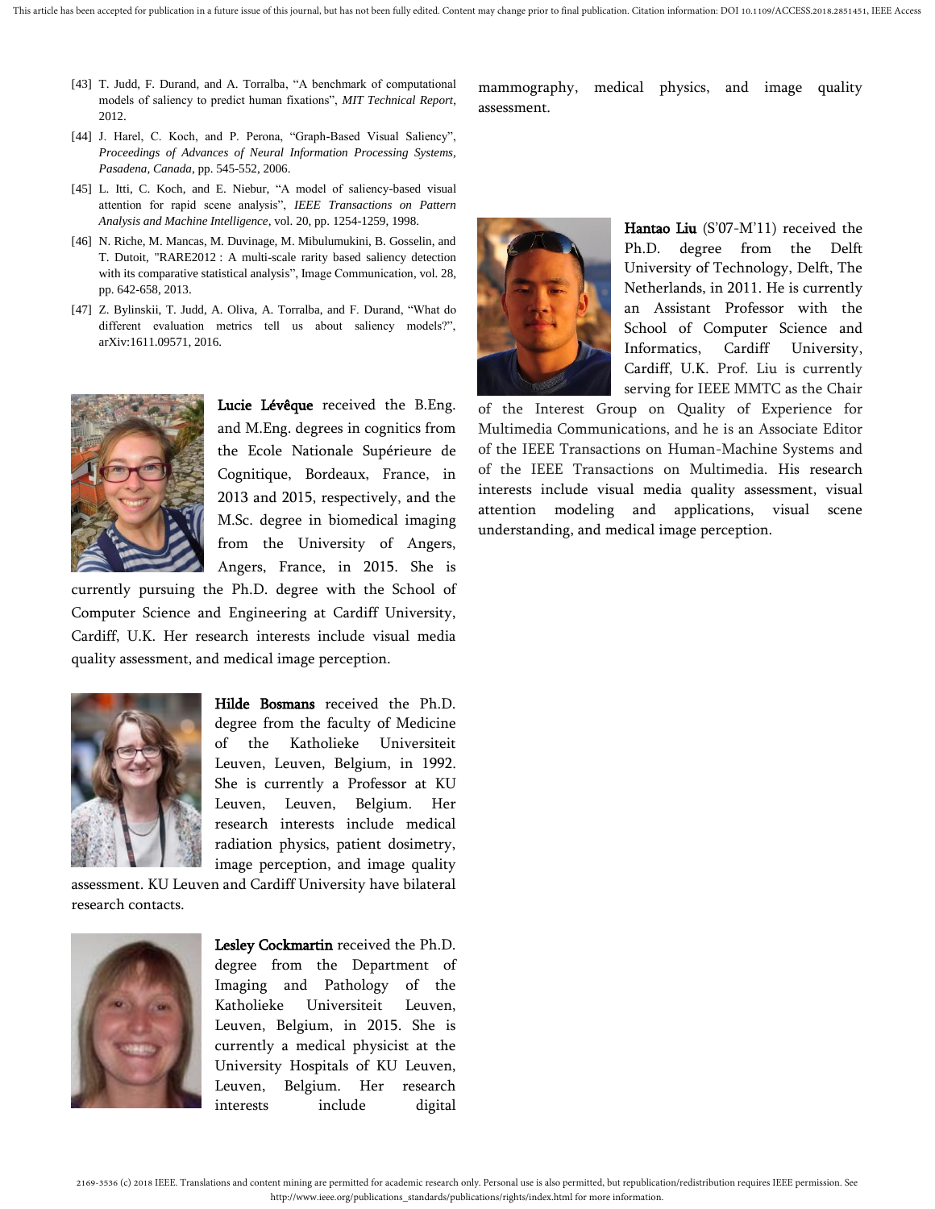[43] T. Judd, F. Durand, and A. Torralba, "A benchmark of computational models of saliency to predict human fixations", *MIT Technical Report*, 2012.

[44] J. Harel, C. Koch, and P. Perona, "Graph-Based Visual Saliency", *Proceedings of Advances of Neural Information Processing Systems, Pasadena, Canada*, pp. 545-552, 2006.

[45] L. Itti, C. Koch, and E. Niebur, "A model of saliency-based visual attention for rapid scene analysis", *IEEE Transactions on Pattern Analysis and Machine Intelligence*, vol. 20, pp. 1254-1259, 1998.

[46] N. Riche, M. Mancas, M. Duvinage, M. Mibulumukini, B. Gosselin, and T. Dutoit, "RARE2012 : A multi-scale rarity based saliency detection with its comparative statistical analysis", Image Communication, vol. 28, pp. 642-658, 2013.

[47] Z. Bylinskii, T. Judd, A. Oliva, A. Torralba, and F. Durand, "What do different evaluation metrics tell us about saliency models?", arXiv:1611.09571, 2016.

**Lucie Lévêque** received the B.Eng. and M.Eng. degrees in cognitics from the Ecole Nationale Supérieure de Cognitique, Bordeaux, France, in 2013 and 2015, respectively, and the M.Sc. degree in biomedical imaging from the University of Angers, Angers, France, in 2015. She is currently pursuing the Ph.D. degree with the School of Computer Science and Engineering at Cardiff University, Cardiff, U.K. Her research interests include visual media quality assessment, and medical image perception.

**Hilde Bosmans** received the Ph.D. degree from the faculty of Medicine of the Katholieke Universiteit Leuven, Leuven, Belgium, in 1992. She is currently a Professor at KU Leuven, Leuven, Belgium. Her research interests include medical radiation physics, patient dosimetry, image perception, and image quality assessment. KU Leuven and Cardiff University have bilateral research contacts.

**Lesley Cockmartin** received the Ph.D. degree from the Department of Imaging and Pathology of the Katholieke Universiteit Leuven, Leuven, Belgium, in 2015. She is currently a medical physicist at the University Hospitals of KU Leuven, Leuven, Belgium. Her research interests include digital mammography, medical physics, and image quality assessment.

**Hantao Liu** (S'07-M'11) received the Ph.D. degree from the Delft University of Technology, Delft, The Netherlands, in 2011. He is currently an Assistant Professor with the School of Computer Science and Informatics, Cardiff University, Cardiff, U.K. Prof. Liu is currently serving for IEEE MMTC as the Chair of the Interest Group on Quality of Experience for Multimedia Communications, and he is an Associate Editor of the IEEE Transactions on Human-Machine Systems and of the IEEE Transactions on Multimedia. His research interests include visual media quality assessment, visual attention modeling and applications, visual scene understanding, and medical image perception.